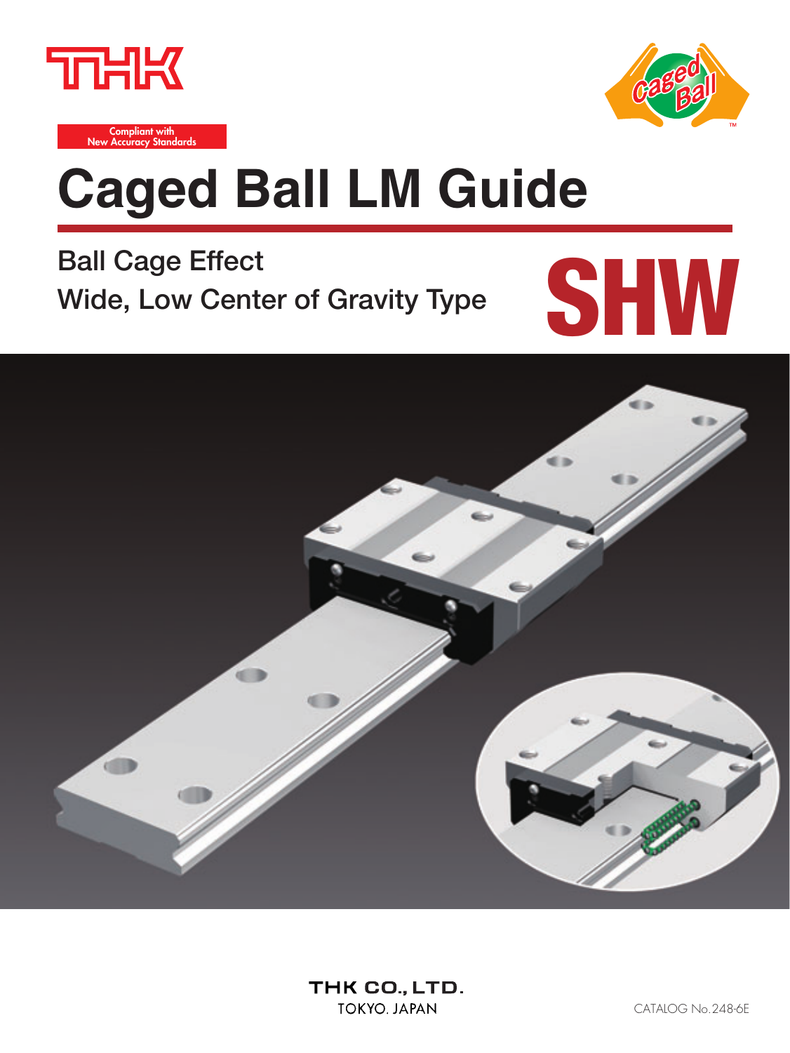THK

Compliant with New Accuracy Standards

Caged Ball

# Caged Ball LM Guide

## Ball Cage Effect
## Wide, Low Center of Gravity Type

# SHW

THK CO., LTD.
TOKYO, JAPAN

CATALOG No.248-6E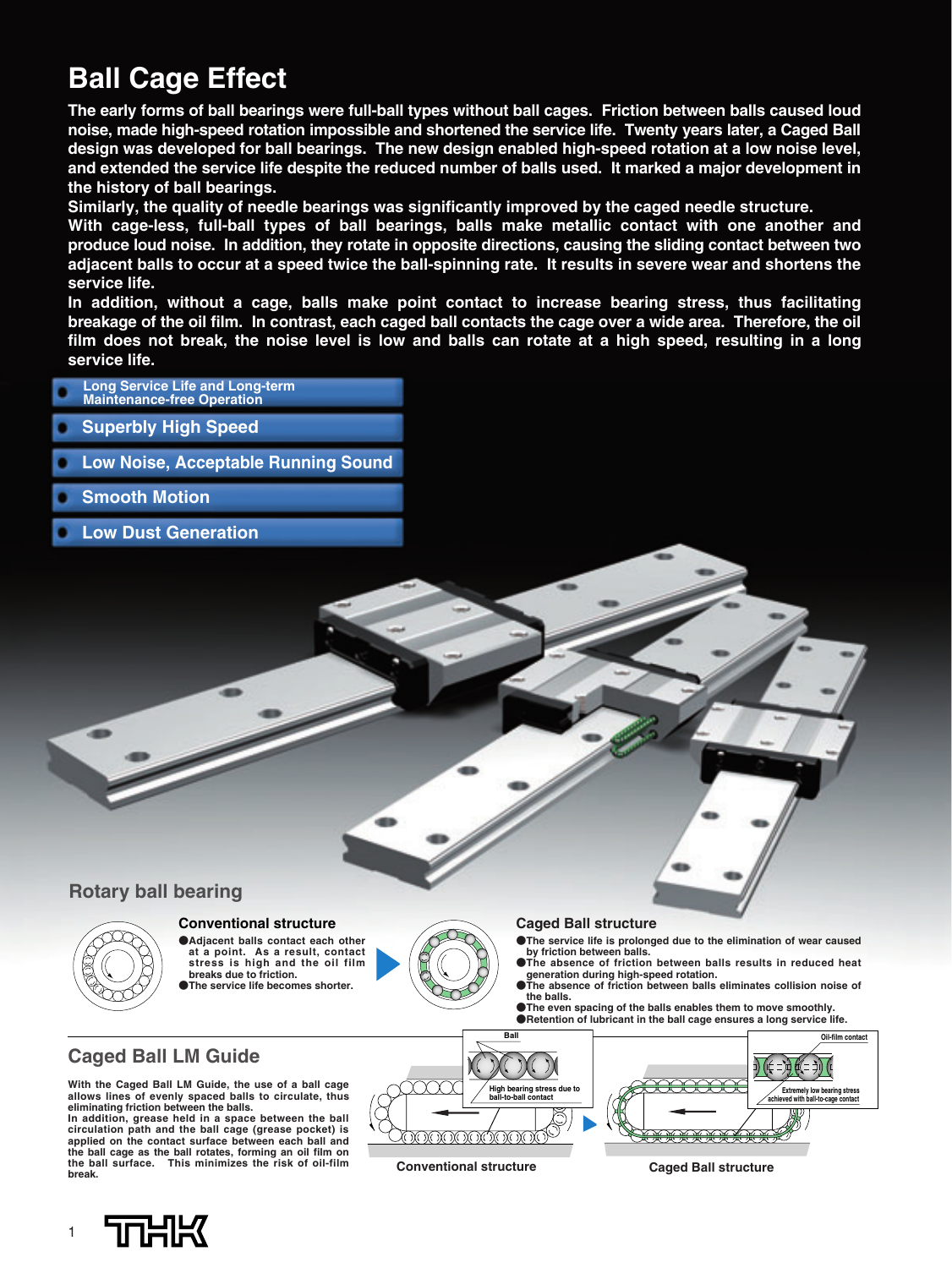# Ball Cage Effect

**The early forms of ball bearings were full-ball types without ball cages. Friction between balls caused loud noise, made high-speed rotation impossible and shortened the service life. Twenty years later, a Caged Ball design was developed for ball bearings. The new design enabled high-speed rotation at a low noise level, and extended the service life despite the reduced number of balls used. It marked a major development in the history of ball bearings.**
**Similarly, the quality of needle bearings was significantly improved by the caged needle structure.**
**With cage-less, full-ball types of ball bearings, balls make metallic contact with one another and produce loud noise. In addition, they rotate in opposite directions, causing the sliding contact between two adjacent balls to occur at a speed twice the ball-spinning rate. It results in severe wear and shortens the service life.**
**In addition, without a cage, balls make point contact to increase bearing stress, thus facilitating breakage of the oil film. In contrast, each caged ball contacts the cage over a wide area. Therefore, the oil film does not break, the noise level is low and balls can rotate at a high speed, resulting in a long service life.**

- Long Service Life and Long-term Maintenance-free Operation
- Superbly High Speed
- Low Noise, Acceptable Running Sound
- Smooth Motion
- Low Dust Generation

## Rotary ball bearing

### Conventional structure

- Adjacent balls contact each other at a point. As a result, contact stress is high and the oil film breaks due to friction.
- The service life becomes shorter.

### Caged Ball structure

- The service life is prolonged due to the elimination of wear caused by friction between balls.
- The absence of friction between balls results in reduced heat generation during high-speed rotation.
- The absence of friction between balls eliminates collision noise of the balls.
- The even spacing of the balls enables them to move smoothly.
- Retention of lubricant in the ball cage ensures a long service life.

## Caged Ball LM Guide

With the Caged Ball LM Guide, the use of a ball cage allows lines of evenly spaced balls to circulate, thus eliminating friction between the balls.
In addition, grease held in a space between the ball circulation path and the ball cage (grease pocket) is applied on the contact surface between each ball and the ball cage as the ball rotates, forming an oil film on the ball surface. This minimizes the risk of oil-film break.

Ball

High bearing stress due to ball-to-ball contact

Conventional structure

Oil-film contact

Extremely low bearing stress achieved with ball-to-cage contact

Caged Ball structure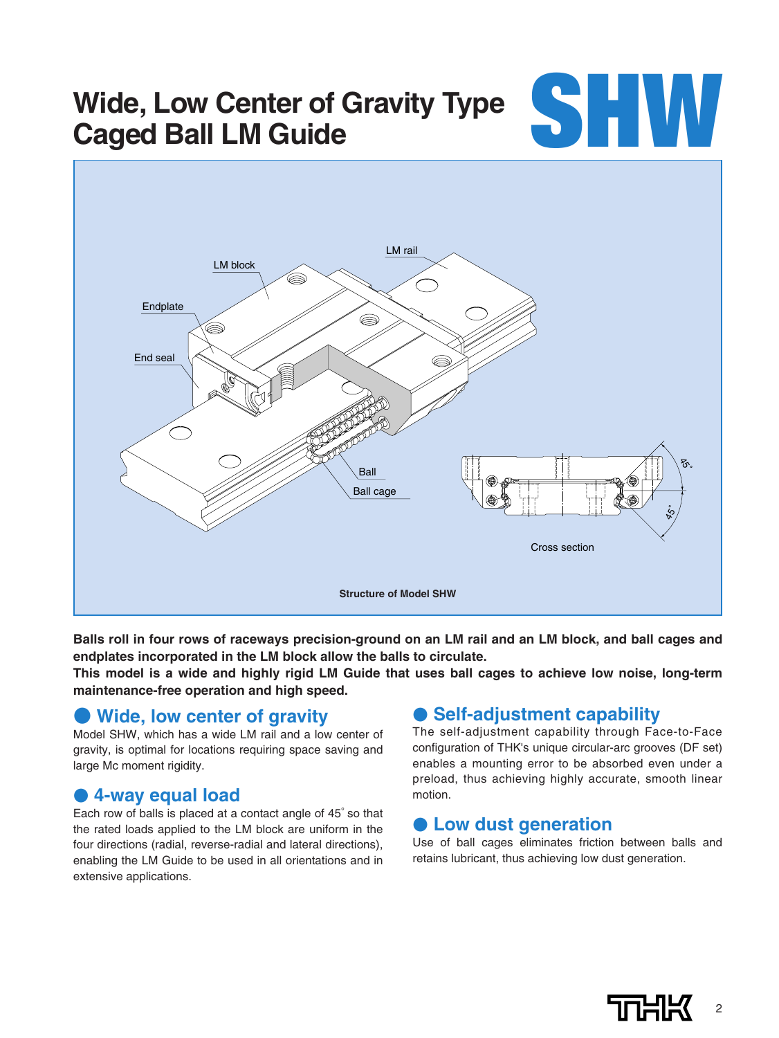# Wide, Low Center of Gravity Type Caged Ball LM Guide

# SHW

LM rail

LM block

Endplate

End seal

Ball

Ball cage

45°

45°

Cross section

**Structure of Model SHW**

**Balls roll in four rows of raceways precision-ground on an LM rail and an LM block, and ball cages and endplates incorporated in the LM block allow the balls to circulate.**
**This model is a wide and highly rigid LM Guide that uses ball cages to achieve low noise, long-term maintenance-free operation and high speed.**

## ● Wide, low center of gravity

Model SHW, which has a wide LM rail and a low center of gravity, is optimal for locations requiring space saving and large Mc moment rigidity.

## ● 4-way equal load

Each row of balls is placed at a contact angle of 45° so that the rated loads applied to the LM block are uniform in the four directions (radial, reverse-radial and lateral directions), enabling the LM Guide to be used in all orientations and in extensive applications.

## ● Self-adjustment capability

The self-adjustment capability through Face-to-Face configuration of THK's unique circular-arc grooves (DF set) enables a mounting error to be absorbed even under a preload, thus achieving highly accurate, smooth linear motion.

## ● Low dust generation

Use of ball cages eliminates friction between balls and retains lubricant, thus achieving low dust generation.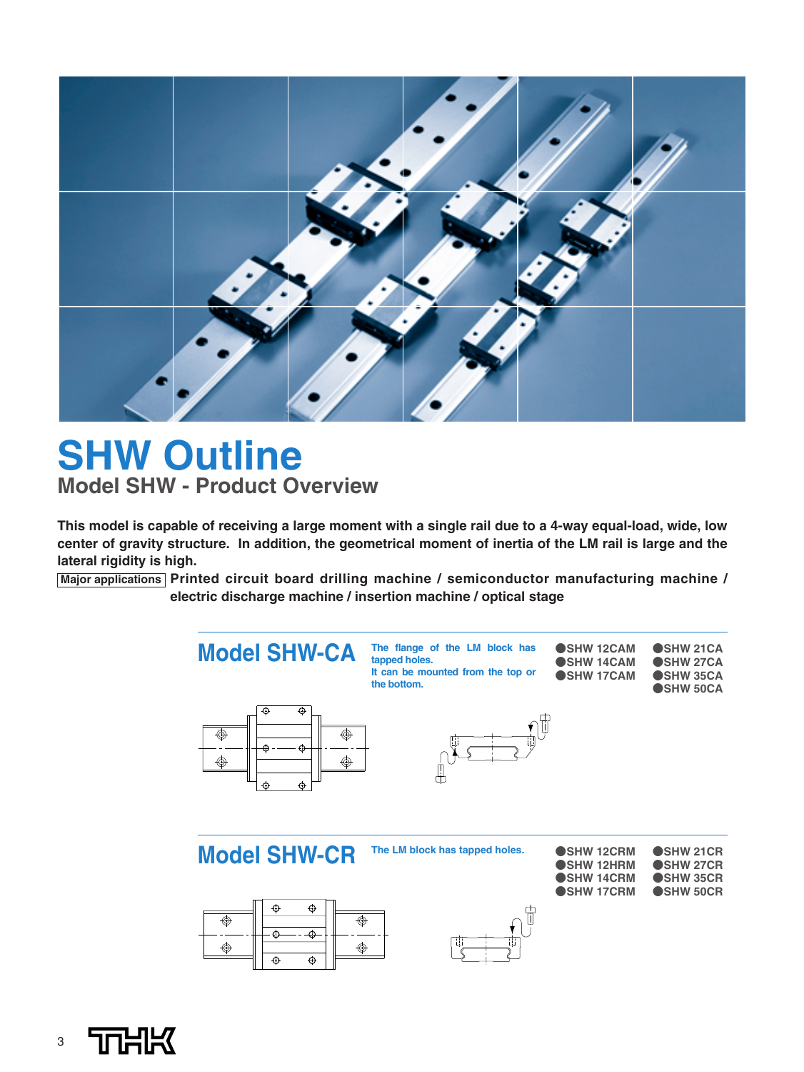# SHW Outline

## Model SHW - Product Overview

**This model is capable of receiving a large moment with a single rail due to a 4-way equal-load, wide, low center of gravity structure. In addition, the geometrical moment of inertia of the LM rail is large and the lateral rigidity is high.**

**Major applications** **Printed circuit board drilling machine / semiconductor manufacturing machine / electric discharge machine / insertion machine / optical stage**

## Model SHW-CA

The flange of the LM block has tapped holes.
It can be mounted from the top or the bottom.

- SHW 12CAM
- SHW 14CAM
- SHW 17CAM
- SHW 21CA
- SHW 27CA
- SHW 35CA
- SHW 50CA

## Model SHW-CR

The LM block has tapped holes.

- SHW 12CRM
- SHW 12HRM
- SHW 14CRM
- SHW 17CRM
- SHW 21CR
- SHW 27CR
- SHW 35CR
- SHW 50CR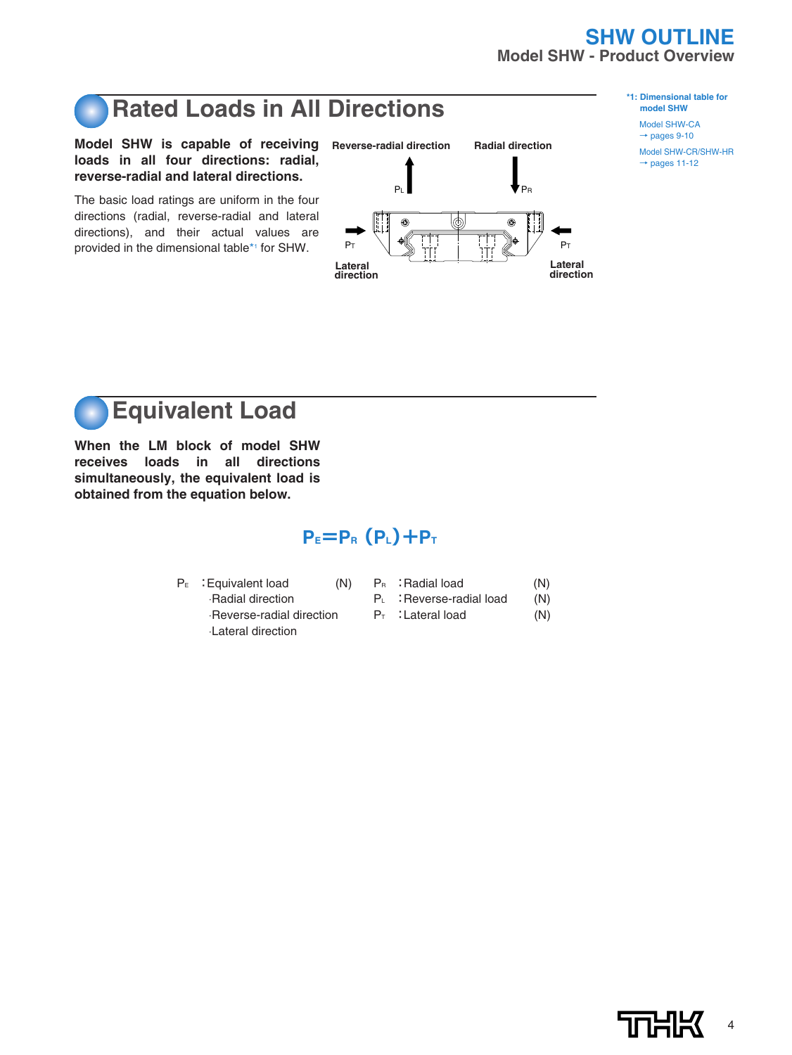## Rated Loads in All Directions

**Model SHW is capable of receiving loads in all four directions: radial, reverse-radial and lateral directions.**

The basic load ratings are uniform in the four directions (radial, reverse-radial and lateral directions), and their actual values are provided in the dimensional table[*1] for SHW.

Reverse-radial direction

Radial direction

$P_L$

$P_R$

$P_T$

$P_T$

Lateral direction

Lateral direction

*1: Dimensional table for model SHW

Model SHW-CA → pages 9-10

Model SHW-CR/SHW-HR → pages 11-12

## Equivalent Load

**When the LM block of model SHW receives loads in all directions simultaneously, the equivalent load is obtained from the equation below.**

$$P_E = P_R\ (P_L) + P_T$$

$P_E$ : Equivalent load (N)
·Radial direction
·Reverse-radial direction
·Lateral direction

$P_R$ : Radial load (N)

$P_L$ : Reverse-radial load (N)

$P_T$ : Lateral load (N)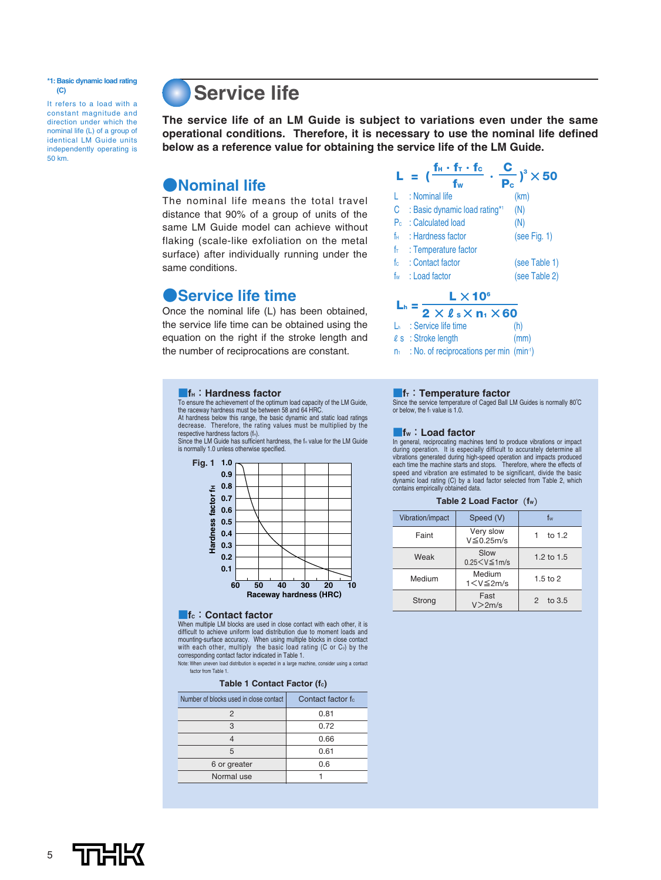*1: Basic dynamic load rating (C)

It refers to a load with a constant magnitude and direction under which the nominal life (L) of a group of identical LM Guide units independently operating is 50 km.

# Service life

**The service life of an LM Guide is subject to variations even under the same operational conditions. Therefore, it is necessary to use the nominal life defined below as a reference value for obtaining the service life of the LM Guide.**

## Nominal life

The nominal life means the total travel distance that 90% of a group of units of the same LM Guide model can achieve without flaking (scale-like exfoliation on the metal surface) after individually running under the same conditions.

$$L = \left(\frac{f_H \cdot f_T \cdot f_C}{f_W} \cdot \frac{C}{P_C}\right)^3 \times 50$$

- $L$ : Nominal life (km)
- $C$ : Basic dynamic load rating*1 (N)
- $P_C$ : Calculated load (N)
- $f_H$ : Hardness factor (see Fig. 1)
- $f_T$ : Temperature factor
- $f_C$ : Contact factor (see Table 1)
- $f_W$ : Load factor (see Table 2)

## Service life time

Once the nominal life (L) has been obtained, the service life time can be obtained using the equation on the right if the stroke length and the number of reciprocations are constant.

$$L_h = \frac{L \times 10^6}{2 \times \ell_S \times n_1 \times 60}$$

- $L_h$ : Service life time (h)
- $\ell_S$ : Stroke length (mm)
- $n_1$ : No. of reciprocations per min (min⁻¹)

### $f_H$ : Hardness factor

To ensure the achievement of the optimum load capacity of the LM Guide, the raceway hardness must be between 58 and 64 HRC.
At hardness below this range, the basic dynamic and static load ratings decrease. Therefore, the rating values must be multiplied by the respective hardness factors ($f_H$).
Since the LM Guide has sufficient hardness, the $f_H$ value for the LM Guide is normally 1.0 unless otherwise specified.

Fig. 1 (Hardness factor $f_H$ vs. Raceway hardness (HRC))

### $f_C$ : Contact factor

When multiple LM blocks are used in close contact with each other, it is difficult to achieve uniform load distribution due to moment loads and mounting-surface accuracy. When using multiple blocks in close contact with each other, multiply the basic load rating (C or $C_0$) by the corresponding contact factor indicated in Table 1.

Note: When uneven load distribution is expected in a large machine, consider using a contact factor from Table 1.

**Table 1 Contact Factor ($f_C$)**

| Number of blocks used in close contact | Contact factor $f_C$ |
|---|---|
| 2 | 0.81 |
| 3 | 0.72 |
| 4 | 0.66 |
| 5 | 0.61 |
| 6 or greater | 0.6 |
| Normal use | 1 |

### $f_T$ : Temperature factor

Since the service temperature of Caged Ball LM Guides is normally 80℃ or below, the $f_T$ value is 1.0.

### $f_W$ : Load factor

In general, reciprocating machines tend to produce vibrations or impact during operation. It is especially difficult to accurately determine all vibrations generated during high-speed operation and impacts produced each time the machine starts and stops. Therefore, where the effects of speed and vibration are estimated to be significant, divide the basic dynamic load rating (C) by a load factor selected from Table 2, which contains empirically obtained data.

**Table 2 Load Factor ($f_W$)**

| Vibration/impact | Speed (V) | $f_W$ |
|---|---|---|
| Faint | Very slow $V \leqq 0.25$m/s | 1 to 1.2 |
| Weak | Slow $0.25 < V \leqq 1$m/s | 1.2 to 1.5 |
| Medium | Medium $1 < V \leqq 2$m/s | 1.5 to 2 |
| Strong | Fast $V > 2$m/s | 2 to 3.5 |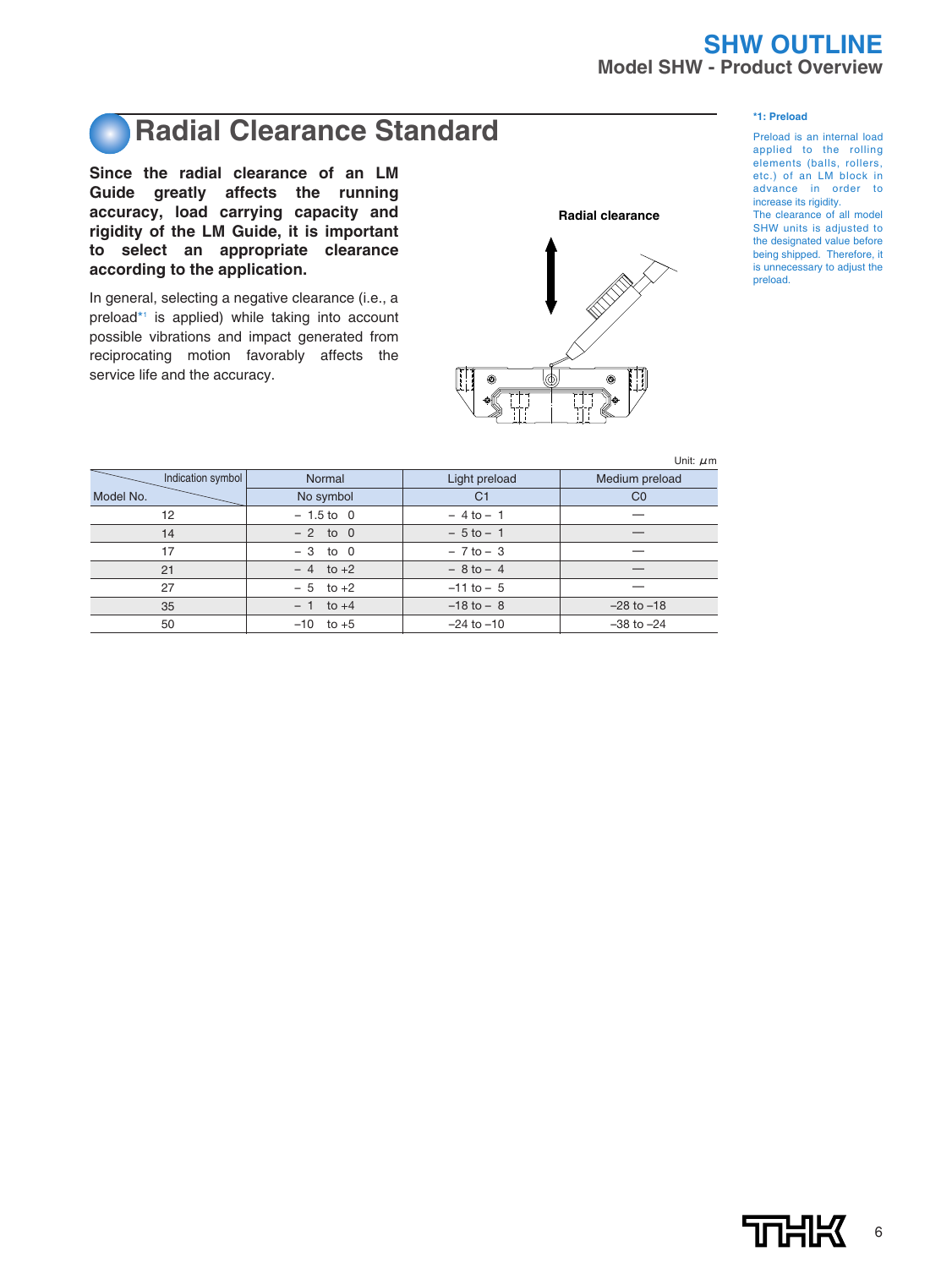# Radial Clearance Standard

**Since the radial clearance of an LM Guide greatly affects the running accuracy, load carrying capacity and rigidity of the LM Guide, it is important to select an appropriate clearance according to the application.**

In general, selecting a negative clearance (i.e., a preload[*1] is applied) while taking into account possible vibrations and impact generated from reciprocating motion favorably affects the service life and the accuracy.

Radial clearance

**\*1: Preload**

Preload is an internal load applied to the rolling elements (balls, rollers, etc.) of an LM block in advance in order to increase its rigidity.
The clearance of all model SHW units is adjusted to the designated value before being shipped. Therefore, it is unnecessary to adjust the preload.

Unit: μm

| Model No. \ Indication symbol | Normal | Light preload | Medium preload |
|---|---|---|---|
| | No symbol | C1 | C0 |
| 12 | – 1.5 to 0 | – 4 to – 1 | — |
| 14 | – 2 to 0 | – 5 to – 1 | — |
| 17 | – 3 to 0 | – 7 to – 3 | — |
| 21 | – 4 to +2 | – 8 to – 4 | — |
| 27 | – 5 to +2 | –11 to – 5 | — |
| 35 | – 1 to +4 | –18 to – 8 | –28 to –18 |
| 50 | –10 to +5 | –24 to –10 | –38 to –24 |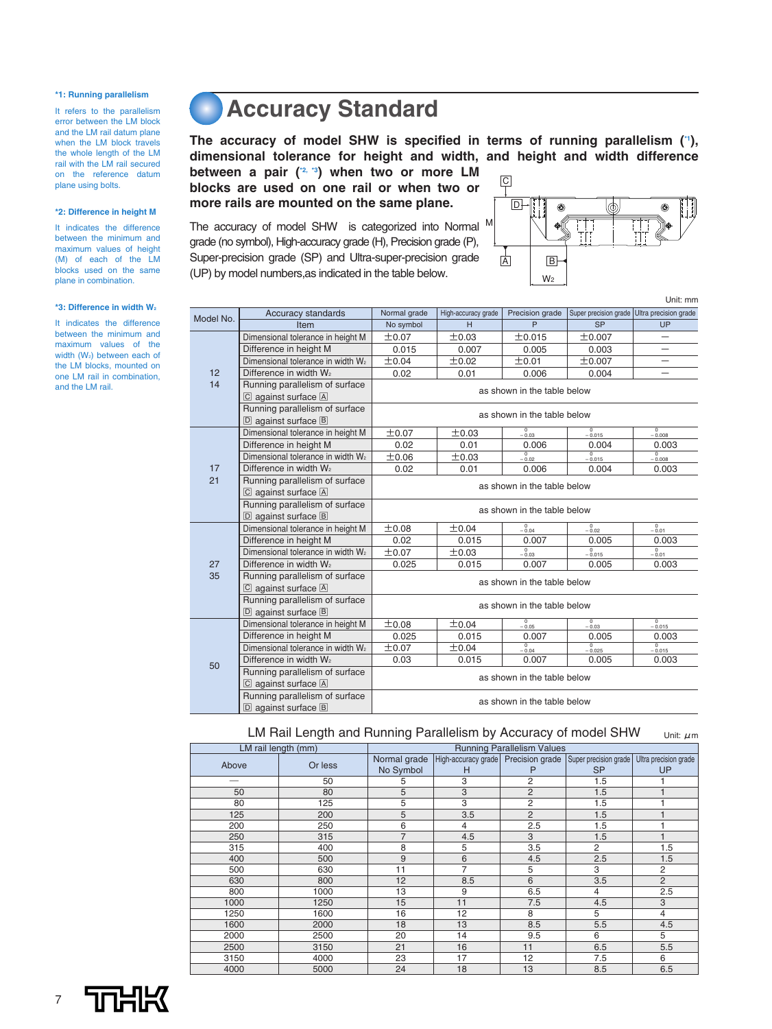**\*1: Running parallelism**

It refers to the parallelism error between the LM block and the LM rail datum plane when the LM block travels the whole length of the LM rail with the LM rail secured on the reference datum plane using bolts.

**\*2: Difference in height M**

It indicates the difference between the minimum and maximum values of height (M) of each of the LM blocks used on the same plane in combination.

**\*3: Difference in width $W_2$**

It indicates the difference between the minimum and maximum values of the width ($W_2$) between each of the LM blocks, mounted on one LM rail in combination, and the LM rail.

# Accuracy Standard

**The accuracy of model SHW is specified in terms of running parallelism (\*1), dimensional tolerance for height and width, and height and width difference between a pair (\*2, \*3) when two or more LM blocks are used on one rail or when two or more rails are mounted on the same plane.**

The accuracy of model SHW is categorized into Normal grade (no symbol), High-accuracy grade (H), Precision grade (P), Super-precision grade (SP) and Ultra-super-precision grade (UP) by model numbers,as indicated in the table below.

C
D
M
A
B
$W_2$

Unit: mm

| Model No. | Accuracy standards / Item | Normal grade (No symbol) | High-accuracy grade (H) | Precision grade (P) | Super precision grade (SP) | Ultra precision grade (UP) |
|---|---|---|---|---|---|---|
| 12 14 | Dimensional tolerance in height M | ±0.07 | ±0.03 | ±0.015 | ±0.007 | — |
| | Difference in height M | 0.015 | 0.007 | 0.005 | 0.003 | — |
| | Dimensional tolerance in width $W_2$ | ±0.04 | ±0.02 | ±0.01 | ±0.007 | — |
| | Difference in width $W_2$ | 0.02 | 0.01 | 0.006 | 0.004 | — |
| | Running parallelism of surface C against surface A | as shown in the table below | | | | |
| | Running parallelism of surface D against surface B | as shown in the table below | | | | |
| 17 21 | Dimensional tolerance in height M | ±0.07 | ±0.03 | $^{0}_{-0.03}$ | $^{0}_{-0.015}$ | $^{0}_{-0.008}$ |
| | Difference in height M | 0.02 | 0.01 | 0.006 | 0.004 | 0.003 |
| | Dimensional tolerance in width $W_2$ | ±0.06 | ±0.03 | $^{0}_{-0.02}$ | $^{0}_{-0.015}$ | $^{0}_{-0.008}$ |
| | Difference in width $W_2$ | 0.02 | 0.01 | 0.006 | 0.004 | 0.003 |
| | Running parallelism of surface C against surface A | as shown in the table below | | | | |
| | Running parallelism of surface D against surface B | as shown in the table below | | | | |
| 27 35 | Dimensional tolerance in height M | ±0.08 | ±0.04 | $^{0}_{-0.04}$ | $^{0}_{-0.02}$ | $^{0}_{-0.01}$ |
| | Difference in height M | 0.02 | 0.015 | 0.007 | 0.005 | 0.003 |
| | Dimensional tolerance in width $W_2$ | ±0.07 | ±0.03 | $^{0}_{-0.03}$ | $^{0}_{-0.015}$ | $^{0}_{-0.01}$ |
| | Difference in width $W_2$ | 0.025 | 0.015 | 0.007 | 0.005 | 0.003 |
| | Running parallelism of surface C against surface A | as shown in the table below | | | | |
| | Running parallelism of surface D against surface B | as shown in the table below | | | | |
| 50 | Dimensional tolerance in height M | ±0.08 | ±0.04 | $^{0}_{-0.05}$ | $^{0}_{-0.03}$ | $^{0}_{-0.015}$ |
| | Difference in height M | 0.025 | 0.015 | 0.007 | 0.005 | 0.003 |
| | Dimensional tolerance in width $W_2$ | ±0.07 | ±0.04 | $^{0}_{-0.04}$ | $^{0}_{-0.025}$ | $^{0}_{-0.015}$ |
| | Difference in width $W_2$ | 0.03 | 0.015 | 0.007 | 0.005 | 0.003 |
| | Running parallelism of surface C against surface A | as shown in the table below | | | | |
| | Running parallelism of surface D against surface B | as shown in the table below | | | | |

## LM Rail Length and Running Parallelism by Accuracy of model SHW

Unit: μm

| LM rail length (mm) | | Running Parallelism Values | | | | |
|---|---|---|---|---|---|---|
| Above | Or less | Normal grade No Symbol | High-accuracy grade H | Precision grade P | Super precision grade SP | Ultra precision grade UP |
| — | 50 | 5 | 3 | 2 | 1.5 | 1 |
| 50 | 80 | 5 | 3 | 2 | 1.5 | 1 |
| 80 | 125 | 5 | 3 | 2 | 1.5 | 1 |
| 125 | 200 | 5 | 3.5 | 2 | 1.5 | 1 |
| 200 | 250 | 6 | 4 | 2.5 | 1.5 | 1 |
| 250 | 315 | 7 | 4.5 | 3 | 1.5 | 1 |
| 315 | 400 | 8 | 5 | 3.5 | 2 | 1.5 |
| 400 | 500 | 9 | 6 | 4.5 | 2.5 | 1.5 |
| 500 | 630 | 11 | 7 | 5 | 3 | 2 |
| 630 | 800 | 12 | 8.5 | 6 | 3.5 | 2 |
| 800 | 1000 | 13 | 9 | 6.5 | 4 | 2.5 |
| 1000 | 1250 | 15 | 11 | 7.5 | 4.5 | 3 |
| 1250 | 1600 | 16 | 12 | 8 | 5 | 4 |
| 1600 | 2000 | 18 | 13 | 8.5 | 5.5 | 4.5 |
| 2000 | 2500 | 20 | 14 | 9.5 | 6 | 5 |
| 2500 | 3150 | 21 | 16 | 11 | 6.5 | 5.5 |
| 3150 | 4000 | 23 | 17 | 12 | 7.5 | 6 |
| 4000 | 5000 | 24 | 18 | 13 | 8.5 | 6.5 |

THK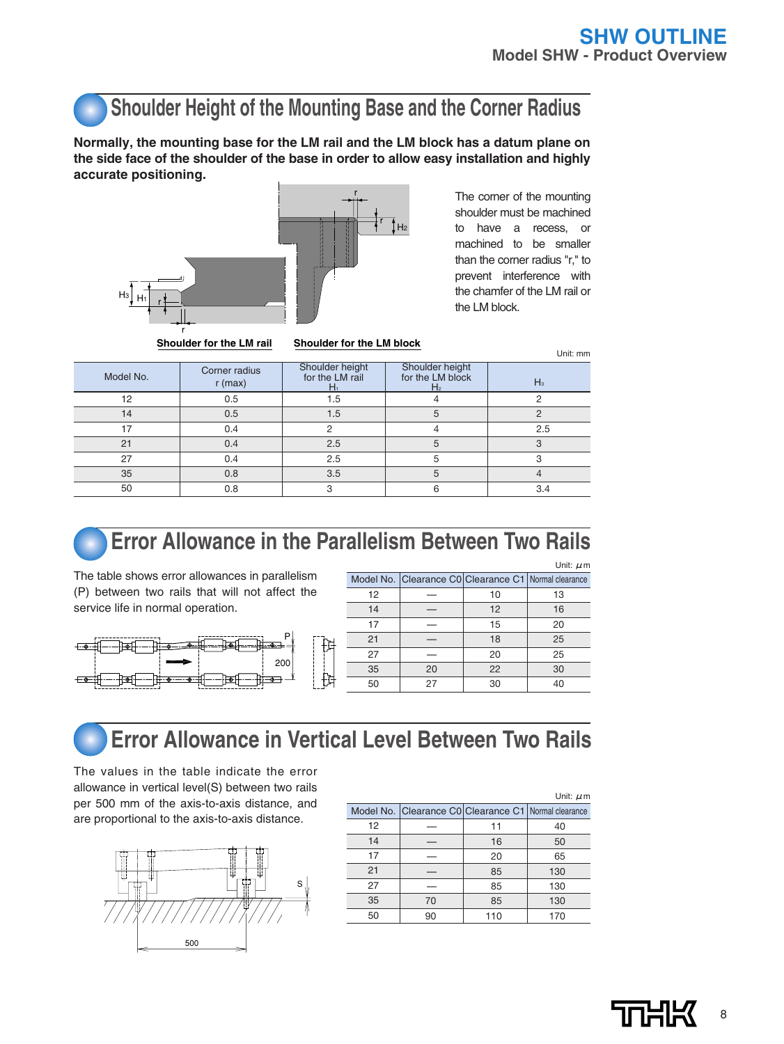## Shoulder Height of the Mounting Base and the Corner Radius

**Normally, the mounting base for the LM rail and the LM block has a datum plane on the side face of the shoulder of the base in order to allow easy installation and highly accurate positioning.**

The corner of the mounting shoulder must be machined to have a recess, or machined to be smaller than the corner radius "r," to prevent interference with the chamfer of the LM rail or the LM block.

Shoulder for the LM rail　　Shoulder for the LM block

Unit: mm

| Model No. | Corner radius r (max) | Shoulder height for the LM rail $H_1$ | Shoulder height for the LM block $H_2$ | $H_3$ |
|---|---|---|---|---|
| 12 | 0.5 | 1.5 | 4 | 2 |
| 14 | 0.5 | 1.5 | 5 | 2 |
| 17 | 0.4 | 2 | 4 | 2.5 |
| 21 | 0.4 | 2.5 | 5 | 3 |
| 27 | 0.4 | 2.5 | 5 | 3 |
| 35 | 0.8 | 3.5 | 5 | 4 |
| 50 | 0.8 | 3 | 6 | 3.4 |

## Error Allowance in the Parallelism Between Two Rails

The table shows error allowances in parallelism (P) between two rails that will not affect the service life in normal operation.

P
200

Unit: μm

| Model No. | Clearance C0 | Clearance C1 | Normal clearance |
|---|---|---|---|
| 12 | — | 10 | 13 |
| 14 | — | 12 | 16 |
| 17 | — | 15 | 20 |
| 21 | — | 18 | 25 |
| 27 | — | 20 | 25 |
| 35 | 20 | 22 | 30 |
| 50 | 27 | 30 | 40 |

## Error Allowance in Vertical Level Between Two Rails

The values in the table indicate the error allowance in vertical level(S) between two rails per 500 mm of the axis-to-axis distance, and are proportional to the axis-to-axis distance.

S
500

Unit: μm

| Model No. | Clearance C0 | Clearance C1 | Normal clearance |
|---|---|---|---|
| 12 | — | 11 | 40 |
| 14 | — | 16 | 50 |
| 17 | — | 20 | 65 |
| 21 | — | 85 | 130 |
| 27 | — | 85 | 130 |
| 35 | 70 | 85 | 130 |
| 50 | 90 | 110 | 170 |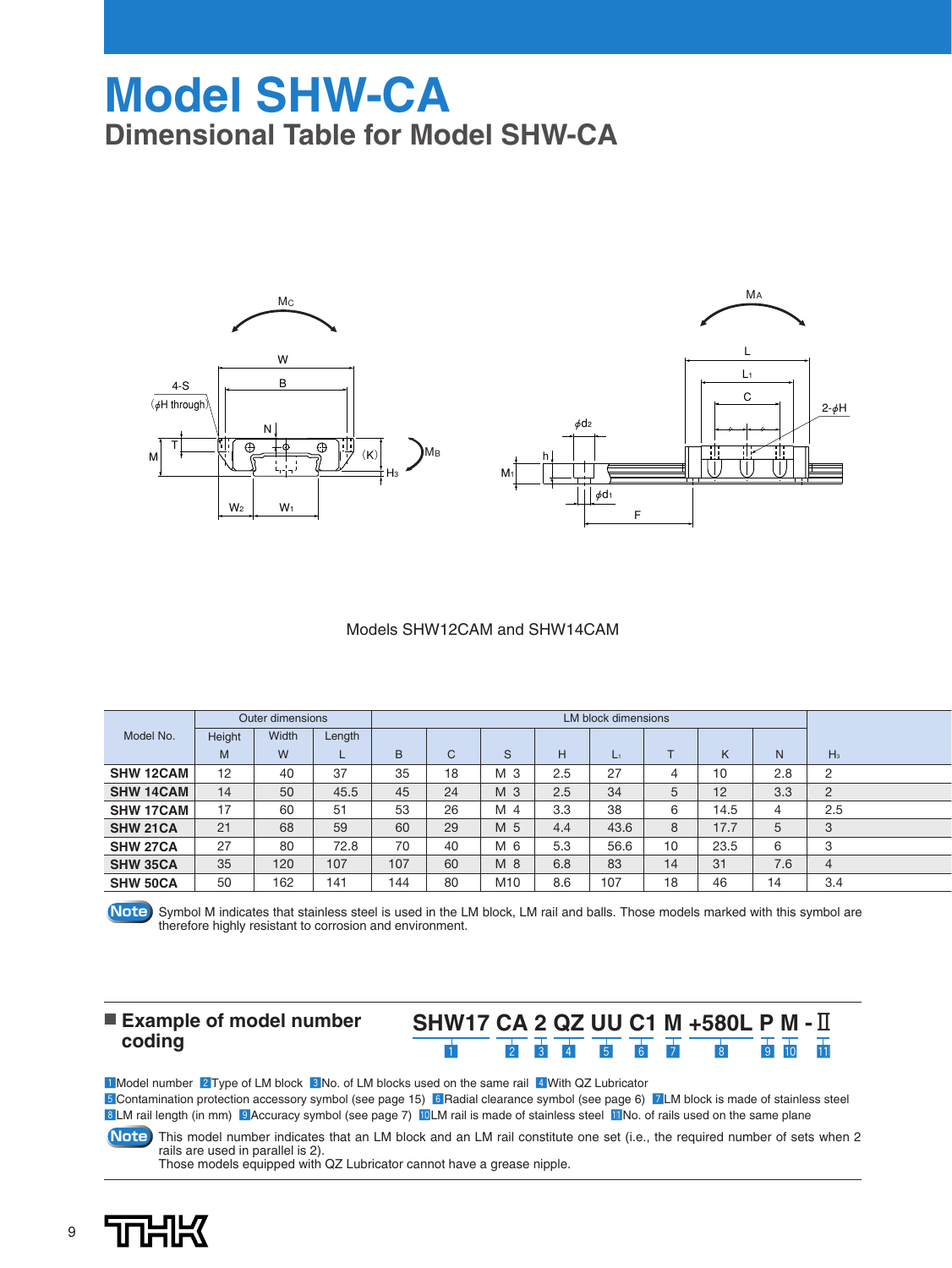# Model SHW-CA

## Dimensional Table for Model SHW-CA

Models SHW12CAM and SHW14CAM

| Model No. | Outer dimensions | | | LM block dimensions | | | | | | | | |
|---|---|---|---|---|---|---|---|---|---|---|---|---|
| | Height M | Width W | Length L | B | C | S | H | $L_1$ | T | K | N | $H_3$ |
| **SHW 12CAM** | 12 | 40 | 37 | 35 | 18 | M 3 | 2.5 | 27 | 4 | 10 | 2.8 | 2 |
| **SHW 14CAM** | 14 | 50 | 45.5 | 45 | 24 | M 3 | 2.5 | 34 | 5 | 12 | 3.3 | 2 |
| **SHW 17CAM** | 17 | 60 | 51 | 53 | 26 | M 4 | 3.3 | 38 | 6 | 14.5 | 4 | 2.5 |
| **SHW 21CA** | 21 | 68 | 59 | 60 | 29 | M 5 | 4.4 | 43.6 | 8 | 17.7 | 5 | 3 |
| **SHW 27CA** | 27 | 80 | 72.8 | 70 | 40 | M 6 | 5.3 | 56.6 | 10 | 23.5 | 6 | 3 |
| **SHW 35CA** | 35 | 120 | 107 | 107 | 60 | M 8 | 6.8 | 83 | 14 | 31 | 7.6 | 4 |
| **SHW 50CA** | 50 | 162 | 141 | 144 | 80 | M10 | 8.6 | 107 | 18 | 46 | 14 | 3.4 |

**Note** Symbol M indicates that stainless steel is used in the LM block, LM rail and balls. Those models marked with this symbol are therefore highly resistant to corrosion and environment.

### ■ Example of model number coding

**SHW17 CA 2 QZ UU C1 M +580L P M - Ⅱ**

1 Model number 2 Type of LM block 3 No. of LM blocks used on the same rail 4 With QZ Lubricator
5 Contamination protection accessory symbol (see page 15) 6 Radial clearance symbol (see page 6) 7 LM block is made of stainless steel
8 LM rail length (in mm) 9 Accuracy symbol (see page 7) 10 LM rail is made of stainless steel 11 No. of rails used on the same plane

**Note** This model number indicates that an LM block and an LM rail constitute one set (i.e., the required number of sets when 2 rails are used in parallel is 2).
Those models equipped with QZ Lubricator cannot have a grease nipple.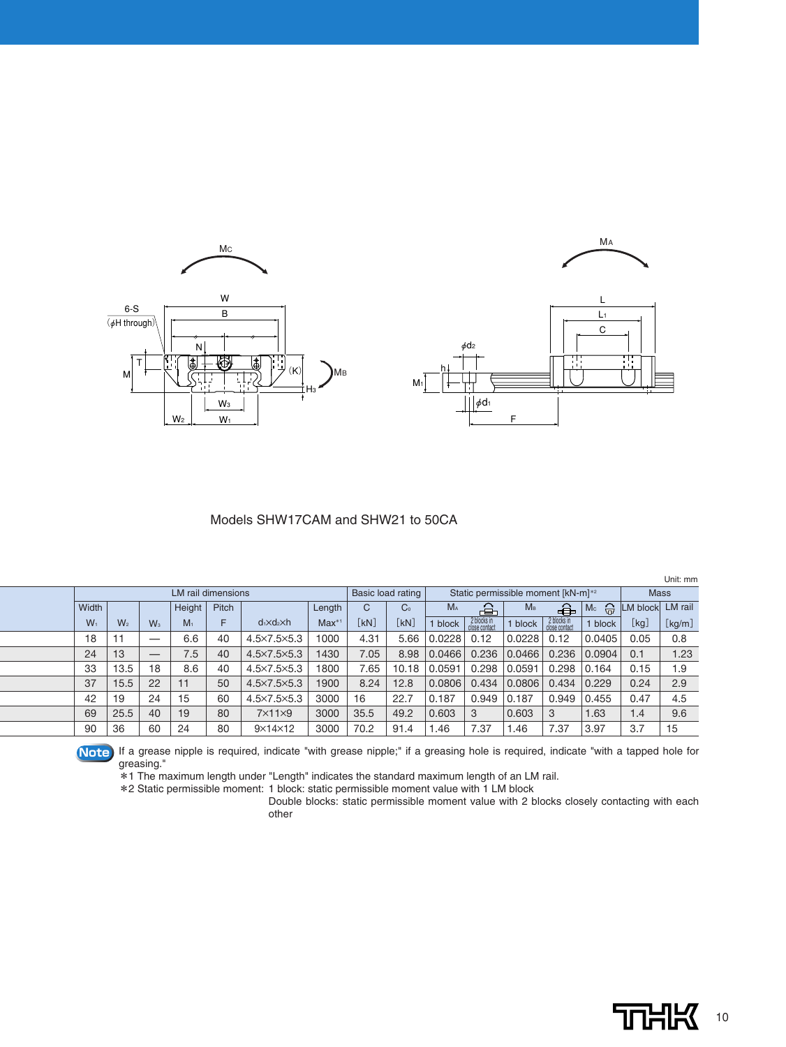Models SHW17CAM and SHW21 to 50CA

Unit: mm

| LM rail dimensions | | | | | | | Basic load rating | | Static permissible moment [kN-m]*2 | | | | | Mass | |
|---|---|---|---|---|---|---|---|---|---|---|---|---|---|---|---|
| Width | | | Height | Pitch | | Length | C | $C_0$ | $M_A$ | | $M_B$ | | $M_C$ | LM block | LM rail |
| $W_1$ | $W_2$ | $W_3$ | $M_1$ | F | $d_1 \times d_2 \times h$ | Max*1 | [kN] | [kN] | 1 block | 2 blocks in close contact | 1 block | 2 blocks in close contact | 1 block | [kg] | [kg/m] |
| 18 | 11 | — | 6.6 | 40 | 4.5×7.5×5.3 | 1000 | 4.31 | 5.66 | 0.0228 | 0.12 | 0.0228 | 0.12 | 0.0405 | 0.05 | 0.8 |
| 24 | 13 | — | 7.5 | 40 | 4.5×7.5×5.3 | 1430 | 7.05 | 8.98 | 0.0466 | 0.236 | 0.0466 | 0.236 | 0.0904 | 0.1 | 1.23 |
| 33 | 13.5 | 18 | 8.6 | 40 | 4.5×7.5×5.3 | 1800 | 7.65 | 10.18 | 0.0591 | 0.298 | 0.0591 | 0.298 | 0.164 | 0.15 | 1.9 |
| 37 | 15.5 | 22 | 11 | 50 | 4.5×7.5×5.3 | 1900 | 8.24 | 12.8 | 0.0806 | 0.434 | 0.0806 | 0.434 | 0.229 | 0.24 | 2.9 |
| 42 | 19 | 24 | 15 | 60 | 4.5×7.5×5.3 | 3000 | 16 | 22.7 | 0.187 | 0.949 | 0.187 | 0.949 | 0.455 | 0.47 | 4.5 |
| 69 | 25.5 | 40 | 19 | 80 | 7×11×9 | 3000 | 35.5 | 49.2 | 0.603 | 3 | 0.603 | 3 | 1.63 | 1.4 | 9.6 |
| 90 | 36 | 60 | 24 | 80 | 9×14×12 | 3000 | 70.2 | 91.4 | 1.46 | 7.37 | 1.46 | 7.37 | 3.97 | 3.7 | 15 |

**Note** If a grease nipple is required, indicate "with grease nipple;" if a greasing hole is required, indicate "with a tapped hole for greasing."

*1 The maximum length under "Length" indicates the standard maximum length of an LM rail.

*2 Static permissible moment: 1 block: static permissible moment value with 1 LM block
Double blocks: static permissible moment value with 2 blocks closely contacting with each other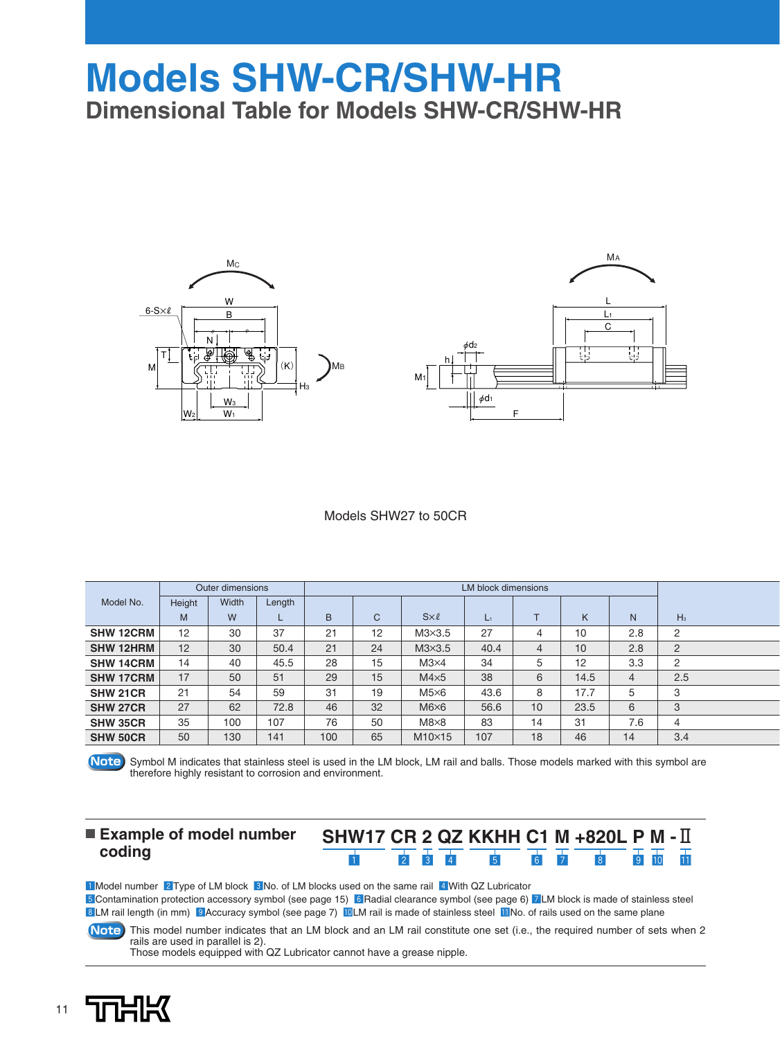# Models SHW-CR/SHW-HR

## Dimensional Table for Models SHW-CR/SHW-HR

MC

W

B

6-S×ℓ

N

T

t

M

(K)

MB

H3

W3

W2

W1

MA

L

L1

C

φd2

h

M1

φd1

F

Models SHW27 to 50CR

| Model No. | Outer dimensions | | | LM block dimensions | | | | | | | |
|---|---|---|---|---|---|---|---|---|---|---|---|
| | Height M | Width W | Length L | B | C | S×ℓ | $L_1$ | T | K | N | $H_3$ |
| **SHW 12CRM** | 12 | 30 | 37 | 21 | 12 | M3×3.5 | 27 | 4 | 10 | 2.8 | 2 |
| **SHW 12HRM** | 12 | 30 | 50.4 | 21 | 24 | M3×3.5 | 40.4 | 4 | 10 | 2.8 | 2 |
| **SHW 14CRM** | 14 | 40 | 45.5 | 28 | 15 | M3×4 | 34 | 5 | 12 | 3.3 | 2 |
| **SHW 17CRM** | 17 | 50 | 51 | 29 | 15 | M4×5 | 38 | 6 | 14.5 | 4 | 2.5 |
| **SHW 21CR** | 21 | 54 | 59 | 31 | 19 | M5×6 | 43.6 | 8 | 17.7 | 5 | 3 |
| **SHW 27CR** | 27 | 62 | 72.8 | 46 | 32 | M6×6 | 56.6 | 10 | 23.5 | 6 | 3 |
| **SHW 35CR** | 35 | 100 | 107 | 76 | 50 | M8×8 | 83 | 14 | 31 | 7.6 | 4 |
| **SHW 50CR** | 50 | 130 | 141 | 100 | 65 | M10×15 | 107 | 18 | 46 | 14 | 3.4 |

**Note** Symbol M indicates that stainless steel is used in the LM block, LM rail and balls. Those models marked with this symbol are therefore highly resistant to corrosion and environment.

### ■ Example of model number coding

**SHW17 CR 2 QZ KKHH C1 M +820L P M - Ⅱ**

1 = SHW17, 2 = CR, 3 = 2, 4 = QZ, 5 = KKHH, 6 = C1, 7 = M, 8 = +820L, 9 = P, 10 = M, 11 = Ⅱ

1 Model number 2 Type of LM block 3 No. of LM blocks used on the same rail 4 With QZ Lubricator
5 Contamination protection accessory symbol (see page 15) 6 Radial clearance symbol (see page 6) 7 LM block is made of stainless steel
8 LM rail length (in mm) 9 Accuracy symbol (see page 7) 10 LM rail is made of stainless steel 11 No. of rails used on the same plane

**Note** This model number indicates that an LM block and an LM rail constitute one set (i.e., the required number of sets when 2 rails are used in parallel is 2).
Those models equipped with QZ Lubricator cannot have a grease nipple.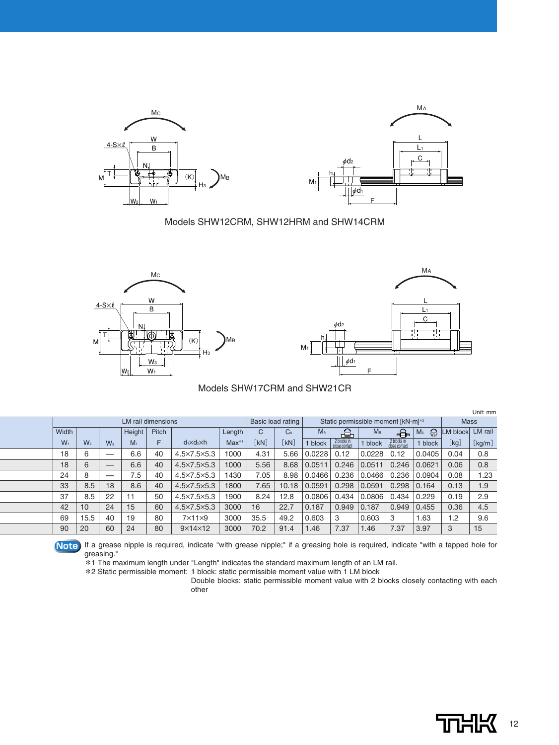Models SHW12CRM, SHW12HRM and SHW14CRM

Models SHW17CRM and SHW21CR

Unit: mm

| LM rail dimensions | | | | | | | Basic load rating | | Static permissible moment [kN-m]*2 | | | | | Mass | |
|---|---|---|---|---|---|---|---|---|---|---|---|---|---|---|---|
| Width | | | Height | Pitch | | Length | C | $C_0$ | $M_A$ | | $M_B$ | | $M_C$ | LM block | LM rail |
| $W_1$ | $W_2$ | $W_3$ | $M_1$ | F | $d_1 \times d_2 \times h$ | Max*1 | [kN] | [kN] | 1 block | 2 blocks in close contact | 1 block | 2 blocks in close contact | 1 block | [kg] | [kg/m] |
| 18 | 6 | — | 6.6 | 40 | 4.5×7.5×5.3 | 1000 | 4.31 | 5.66 | 0.0228 | 0.12 | 0.0228 | 0.12 | 0.0405 | 0.04 | 0.8 |
| 18 | 6 | — | 6.6 | 40 | 4.5×7.5×5.3 | 1000 | 5.56 | 8.68 | 0.0511 | 0.246 | 0.0511 | 0.246 | 0.0621 | 0.06 | 0.8 |
| 24 | 8 | — | 7.5 | 40 | 4.5×7.5×5.3 | 1430 | 7.05 | 8.98 | 0.0466 | 0.236 | 0.0466 | 0.236 | 0.0904 | 0.08 | 1.23 |
| 33 | 8.5 | 18 | 8.6 | 40 | 4.5×7.5×5.3 | 1800 | 7.65 | 10.18 | 0.0591 | 0.298 | 0.0591 | 0.298 | 0.164 | 0.13 | 1.9 |
| 37 | 8.5 | 22 | 11 | 50 | 4.5×7.5×5.3 | 1900 | 8.24 | 12.8 | 0.0806 | 0.434 | 0.0806 | 0.434 | 0.229 | 0.19 | 2.9 |
| 42 | 10 | 24 | 15 | 60 | 4.5×7.5×5.3 | 3000 | 16 | 22.7 | 0.187 | 0.949 | 0.187 | 0.949 | 0.455 | 0.36 | 4.5 |
| 69 | 15.5 | 40 | 19 | 80 | 7×11×9 | 3000 | 35.5 | 49.2 | 0.603 | 3 | 0.603 | 3 | 1.63 | 1.2 | 9.6 |
| 90 | 20 | 60 | 24 | 80 | 9×14×12 | 3000 | 70.2 | 91.4 | 1.46 | 7.37 | 1.46 | 7.37 | 3.97 | 3 | 15 |

**Note** If a grease nipple is required, indicate "with grease nipple;" if a greasing hole is required, indicate "with a tapped hole for greasing."

*1 The maximum length under "Length" indicates the standard maximum length of an LM rail.

*2 Static permissible moment: 1 block: static permissible moment value with 1 LM block
Double blocks: static permissible moment value with 2 blocks closely contacting with each other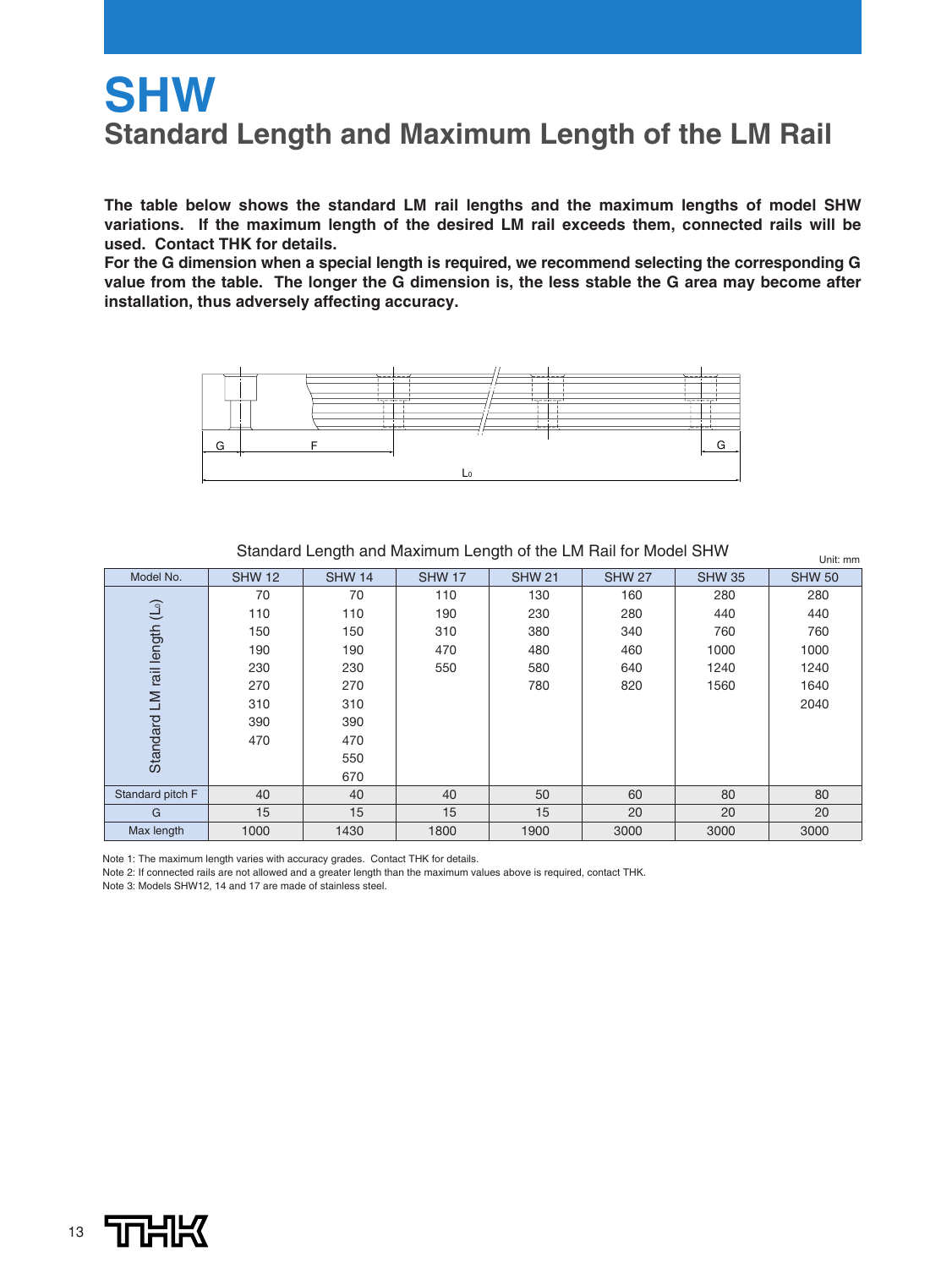# SHW

## Standard Length and Maximum Length of the LM Rail

**The table below shows the standard LM rail lengths and the maximum lengths of model SHW variations. If the maximum length of the desired LM rail exceeds them, connected rails will be used. Contact THK for details.**
**For the G dimension when a special length is required, we recommend selecting the corresponding G value from the table. The longer the G dimension is, the less stable the G area may become after installation, thus adversely affecting accuracy.**

G
F
G
$L_0$

Standard Length and Maximum Length of the LM Rail for Model SHW

Unit: mm

| Model No. | SHW 12 | SHW 14 | SHW 17 | SHW 21 | SHW 27 | SHW 35 | SHW 50 |
|---|---|---|---|---|---|---|---|
| Standard LM rail length ($L_0$) | 70 | 70 | 110 | 130 | 160 | 280 | 280 |
| | 110 | 110 | 190 | 230 | 280 | 440 | 440 |
| | 150 | 150 | 310 | 380 | 340 | 760 | 760 |
| | 190 | 190 | 470 | 480 | 460 | 1000 | 1000 |
| | 230 | 230 | 550 | 580 | 640 | 1240 | 1240 |
| | 270 | 270 | | 780 | 820 | 1560 | 1640 |
| | 310 | 310 | | | | | 2040 |
| | 390 | 390 | | | | | |
| | 470 | 470 | | | | | |
| | | 550 | | | | | |
| | | 670 | | | | | |
| Standard pitch F | 40 | 40 | 40 | 50 | 60 | 80 | 80 |
| G | 15 | 15 | 15 | 15 | 20 | 20 | 20 |
| Max length | 1000 | 1430 | 1800 | 1900 | 3000 | 3000 | 3000 |

Note 1: The maximum length varies with accuracy grades. Contact THK for details.
Note 2: If connected rails are not allowed and a greater length than the maximum values above is required, contact THK.
Note 3: Models SHW12, 14 and 17 are made of stainless steel.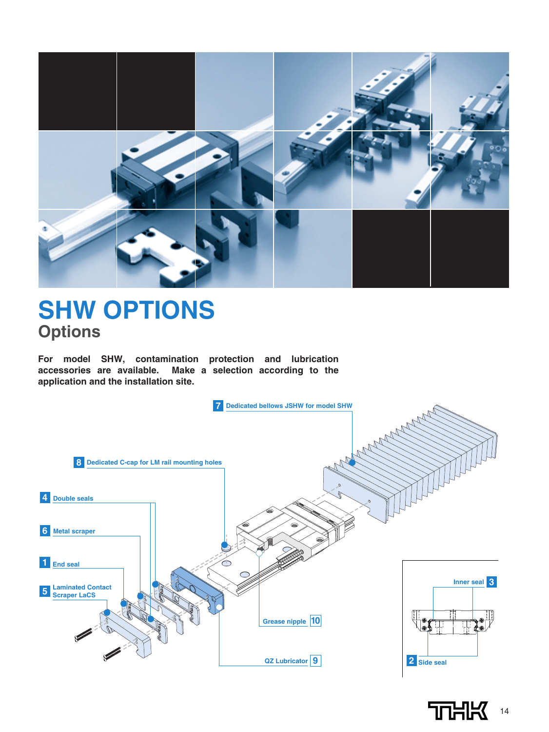# SHW OPTIONS

## Options

**For model SHW, contamination protection and lubrication accessories are available. Make a selection according to the application and the installation site.**

7 Dedicated bellows JSHW for model SHW

8 Dedicated C-cap for LM rail mounting holes

4 Double seals

6 Metal scraper

1 End seal

5 Laminated Contact Scraper LaCS

Grease nipple 10

QZ Lubricator 9

Inner seal 3

2 Side seal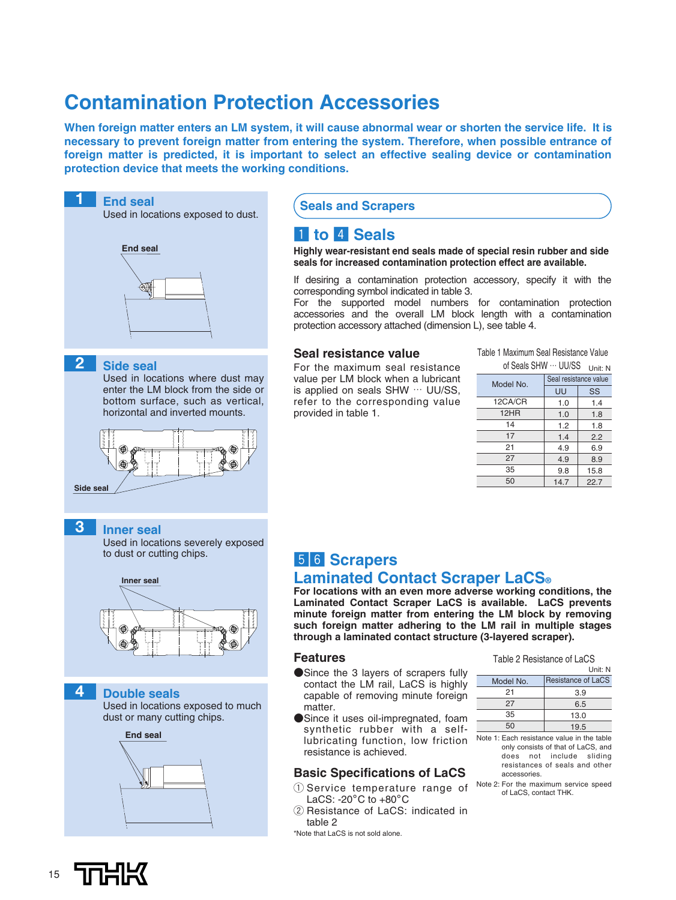# Contamination Protection Accessories

**When foreign matter enters an LM system, it will cause abnormal wear or shorten the service life. It is necessary to prevent foreign matter from entering the system. Therefore, when possible entrance of foreign matter is predicted, it is important to select an effective sealing device or contamination protection device that meets the working conditions.**

## 1 End seal

Used in locations exposed to dust.

End seal

## 2 Side seal

Used in locations where dust may enter the LM block from the side or bottom surface, such as vertical, horizontal and inverted mounts.

Side seal

## 3 Inner seal

Used in locations severely exposed to dust or cutting chips.

Inner seal

## 4 Double seals

Used in locations exposed to much dust or many cutting chips.

End seal

## Seals and Scrapers

### 1 to 4 Seals

**Highly wear-resistant end seals made of special resin rubber and side seals for increased contamination protection effect are available.**

If desiring a contamination protection accessory, specify it with the corresponding symbol indicated in table 3.
For the supported model numbers for contamination protection accessories and the overall LM block length with a contamination protection accessory attached (dimension L), see table 4.

### Seal resistance value

For the maximum seal resistance value per LM block when a lubricant is applied on seals SHW ··· UU/SS, refer to the corresponding value provided in table 1.

Table 1 Maximum Seal Resistance Value of Seals SHW ··· UU/SS

Unit: N

| Model No. | Seal resistance value | |
|---|---|---|
| | UU | SS |
| 12CA/CR | 1.0 | 1.4 |
| 12HR | 1.0 | 1.8 |
| 14 | 1.2 | 1.8 |
| 17 | 1.4 | 2.2 |
| 21 | 4.9 | 6.9 |
| 27 | 4.9 | 8.9 |
| 35 | 9.8 | 15.8 |
| 50 | 14.7 | 22.7 |

### 5 6 Scrapers

### Laminated Contact Scraper LaCS®

**For locations with an even more adverse working conditions, the Laminated Contact Scraper LaCS is available. LaCS prevents minute foreign matter from entering the LM block by removing such foreign matter adhering to the LM rail in multiple stages through a laminated contact structure (3-layered scraper).**

### Features

- Since the 3 layers of scrapers fully contact the LM rail, LaCS is highly capable of removing minute foreign matter.
- Since it uses oil-impregnated, foam synthetic rubber with a self-lubricating function, low friction resistance is achieved.

### Basic Specifications of LaCS

① Service temperature range of LaCS: -20°C to +80°C
② Resistance of LaCS: indicated in table 2

*Note that LaCS is not sold alone.

Table 2 Resistance of LaCS

Unit: N

| Model No. | Resistance of LaCS |
|---|---|
| 21 | 3.9 |
| 27 | 6.5 |
| 35 | 13.0 |
| 50 | 19.5 |

Note 1: Each resistance value in the table only consists of that of LaCS, and does not include sliding resistances of seals and other accessories.

Note 2: For the maximum service speed of LaCS, contact THK.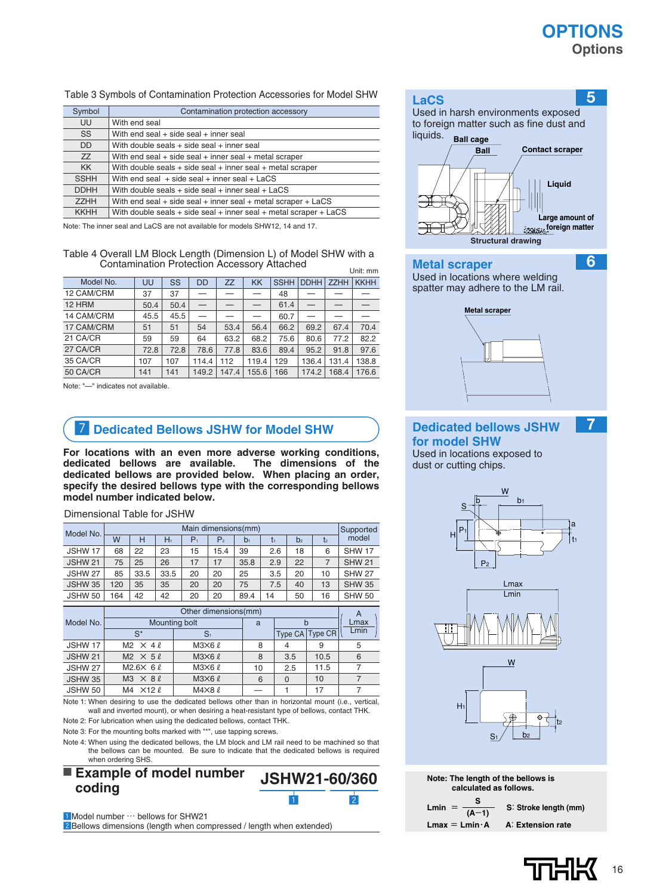# OPTIONS
## Options

Table 3 Symbols of Contamination Protection Accessories for Model SHW

| Symbol | Contamination protection accessory |
|---|---|
| UU | With end seal |
| SS | With end seal + side seal + inner seal |
| DD | With double seals + side seal + inner seal |
| ZZ | With end seal + side seal + inner seal + metal scraper |
| KK | With double seals + side seal + inner seal + metal scraper |
| SSHH | With end seal + side seal + inner seal + LaCS |
| DDHH | With double seals + side seal + inner seal + LaCS |
| ZZHH | With end seal + side seal + inner seal + metal scraper + LaCS |
| KKHH | With double seals + side seal + inner seal + metal scraper + LaCS |

Note: The inner seal and LaCS are not available for models SHW12, 14 and 17.

Table 4 Overall LM Block Length (Dimension L) of Model SHW with a Contamination Protection Accessory Attached

Unit: mm

| Model No. | UU | SS | DD | ZZ | KK | SSHH | DDHH | ZZHH | KKHH |
|---|---|---|---|---|---|---|---|---|---|
| 12 CAM/CRM | 37 | 37 | — | — | — | 48 | — | — | — |
| 12 HRM | 50.4 | 50.4 | — | — | — | 61.4 | — | — | — |
| 14 CAM/CRM | 45.5 | 45.5 | — | — | — | 60.7 | — | — | — |
| 17 CAM/CRM | 51 | 51 | 54 | 53.4 | 56.4 | 66.2 | 69.2 | 67.4 | 70.4 |
| 21 CA/CR | 59 | 59 | 64 | 63.2 | 68.2 | 75.6 | 80.6 | 77.2 | 82.2 |
| 27 CA/CR | 72.8 | 72.8 | 78.6 | 77.8 | 83.6 | 89.4 | 95.2 | 91.8 | 97.6 |
| 35 CA/CR | 107 | 107 | 114.4 | 112 | 119.4 | 129 | 136.4 | 131.4 | 138.8 |
| 50 CA/CR | 141 | 141 | 149.2 | 147.4 | 155.6 | 166 | 174.2 | 168.4 | 176.6 |

Note: "—" indicates not available.

## 7 Dedicated Bellows JSHW for Model SHW

**For locations with an even more adverse working conditions, dedicated bellows are available. The dimensions of the dedicated bellows are provided below. When placing an order, specify the desired bellows type with the corresponding bellows model number indicated below.**

Dimensional Table for JSHW

| Model No. | Main dimensions(mm) | | | | | | | | | Supported model |
|---|---|---|---|---|---|---|---|---|---|---|
| | W | H | $H_1$ | $P_1$ | $P_2$ | $b_1$ | $t_1$ | $b_2$ | $t_2$ | |
| JSHW 17 | 68 | 22 | 23 | 15 | 15.4 | 39 | 2.6 | 18 | 6 | SHW 17 |
| JSHW 21 | 75 | 25 | 26 | 17 | 17 | 35.8 | 2.9 | 22 | 7 | SHW 21 |
| JSHW 27 | 85 | 33.5 | 33.5 | 20 | 20 | 25 | 3.5 | 20 | 10 | SHW 27 |
| JSHW 35 | 120 | 35 | 35 | 20 | 20 | 75 | 7.5 | 40 | 13 | SHW 35 |
| JSHW 50 | 164 | 42 | 42 | 20 | 20 | 89.4 | 14 | 50 | 16 | SHW 50 |

| Model No. | Other dimensions(mm) | | | | | $\frac{A}{Lmax/Lmin}$ |
|---|---|---|---|---|---|---|
| | Mounting bolt | | a | b | | |
| | S* | $S_1$ | | Type CA | Type CR | |
| JSHW 17 | M2 × 4ℓ | M3×6ℓ | 8 | 4 | 9 | 5 |
| JSHW 21 | M2 × 5ℓ | M3×6ℓ | 8 | 3.5 | 10.5 | 6 |
| JSHW 27 | M2.6× 6ℓ | M3×6ℓ | 10 | 2.5 | 11.5 | 7 |
| JSHW 35 | M3 × 8ℓ | M3×6ℓ | 6 | 0 | 10 | 7 |
| JSHW 50 | M4 ×12ℓ | M4×8ℓ | — | 1 | 17 | 7 |

Note 1: When desiring to use the dedicated bellows other than in horizontal mount (i.e., vertical, wall and inverted mount), or when desiring a heat-resistant type of bellows, contact THK.
Note 2: For lubrication when using the dedicated bellows, contact THK.
Note 3: For the mounting bolts marked with "*", use tapping screws.
Note 4: When using the dedicated bellows, the LM block and LM rail need to be machined so that the bellows can be mounted. Be sure to indicate that the dedicated bellows is required when ordering SHS.

### ■ Example of model number coding

**JSHW21-60/360**

1 2

1 Model number ⋯ bellows for SHW21
2 Bellows dimensions (length when compressed / length when extended)

## LaCS 5

Used in harsh environments exposed to foreign matter such as fine dust and liquids.

Ball cage
Ball
Contact scraper
Liquid
Large amount of foreign matter
Structural drawing

## Metal scraper 6

Used in locations where welding spatter may adhere to the LM rail.

Metal scraper

## Dedicated bellows JSHW for model SHW 7

Used in locations exposed to dust or cutting chips.

W
S
b
$b_1$
a
H
$P_1$
$t_1$
$P_2$
Lmax
Lmin
W
$H_1$
$t_2$
$S_1$
$b_2$

**Note: The length of the bellows is calculated as follows.**

$$Lmin = \frac{S}{(A-1)}$$ S: Stroke length (mm)

$$Lmax = Lmin \cdot A$$ A: Extension rate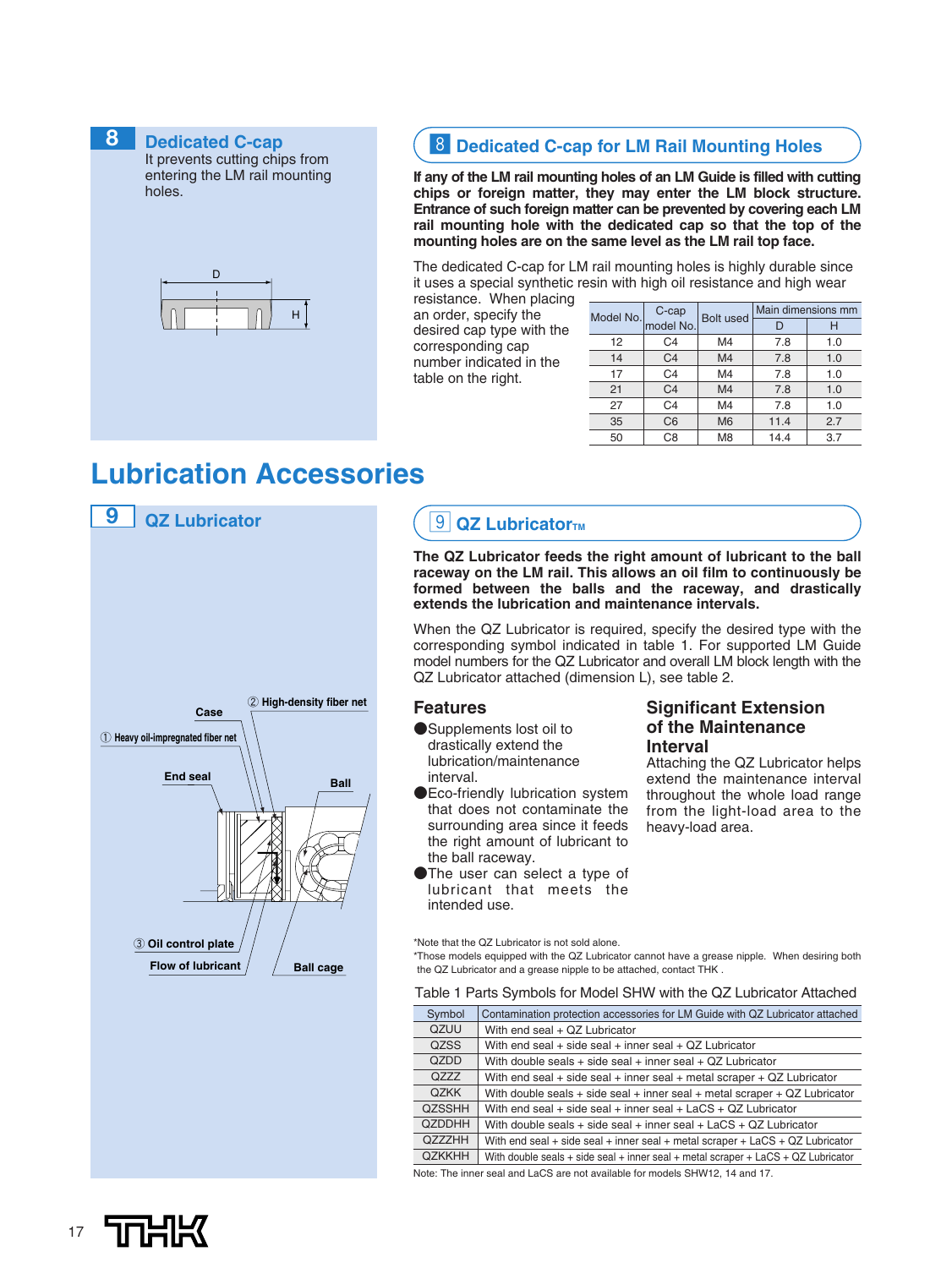## 8 Dedicated C-cap

It prevents cutting chips from entering the LM rail mounting holes.

D

H

## 8 Dedicated C-cap for LM Rail Mounting Holes

**If any of the LM rail mounting holes of an LM Guide is filled with cutting chips or foreign matter, they may enter the LM block structure. Entrance of such foreign matter can be prevented by covering each LM rail mounting hole with the dedicated cap so that the top of the mounting holes are on the same level as the LM rail top face.**

The dedicated C-cap for LM rail mounting holes is highly durable since it uses a special synthetic resin with high oil resistance and high wear resistance. When placing an order, specify the desired cap type with the corresponding cap number indicated in the table on the right.

| Model No. | C-cap model No. | Bolt used | Main dimensions mm | |
|---|---|---|---|---|
| | | | D | H |
| 12 | C4 | M4 | 7.8 | 1.0 |
| 14 | C4 | M4 | 7.8 | 1.0 |
| 17 | C4 | M4 | 7.8 | 1.0 |
| 21 | C4 | M4 | 7.8 | 1.0 |
| 27 | C4 | M4 | 7.8 | 1.0 |
| 35 | C6 | M6 | 11.4 | 2.7 |
| 50 | C8 | M8 | 14.4 | 3.7 |

# Lubrication Accessories

## 9 QZ Lubricator

Case

② High-density fiber net

① Heavy oil-impregnated fiber net

End seal

Ball

③ Oil control plate

Flow of lubricant

Ball cage

## 9 QZ Lubricator™

**The QZ Lubricator feeds the right amount of lubricant to the ball raceway on the LM rail. This allows an oil film to continuously be formed between the balls and the raceway, and drastically extends the lubrication and maintenance intervals.**

When the QZ Lubricator is required, specify the desired type with the corresponding symbol indicated in table 1. For supported LM Guide model numbers for the QZ Lubricator and overall LM block length with the QZ Lubricator attached (dimension L), see table 2.

### Features

- Supplements lost oil to drastically extend the lubrication/maintenance interval.
- Eco-friendly lubrication system that does not contaminate the surrounding area since it feeds the right amount of lubricant to the ball raceway.
- The user can select a type of lubricant that meets the intended use.

### Significant Extension of the Maintenance Interval

Attaching the QZ Lubricator helps extend the maintenance interval throughout the whole load range from the light-load area to the heavy-load area.

*Note that the QZ Lubricator is not sold alone.

*Those models equipped with the QZ Lubricator cannot have a grease nipple. When desiring both the QZ Lubricator and a grease nipple to be attached, contact THK .

Table 1 Parts Symbols for Model SHW with the QZ Lubricator Attached

| Symbol | Contamination protection accessories for LM Guide with QZ Lubricator attached |
|---|---|
| QZUU | With end seal + QZ Lubricator |
| QZSS | With end seal + side seal + inner seal + QZ Lubricator |
| QZDD | With double seals + side seal + inner seal + QZ Lubricator |
| QZZZ | With end seal + side seal + inner seal + metal scraper + QZ Lubricator |
| QZKK | With double seals + side seal + inner seal + metal scraper + QZ Lubricator |
| QZSSHH | With end seal + side seal + inner seal + LaCS + QZ Lubricator |
| QZDDHH | With double seals + side seal + inner seal + LaCS + QZ Lubricator |
| QZZZHH | With end seal + side seal + inner seal + metal scraper + LaCS + QZ Lubricator |
| QZKKHH | With double seals + side seal + inner seal + metal scraper + LaCS + QZ Lubricator |

Note: The inner seal and LaCS are not available for models SHW12, 14 and 17.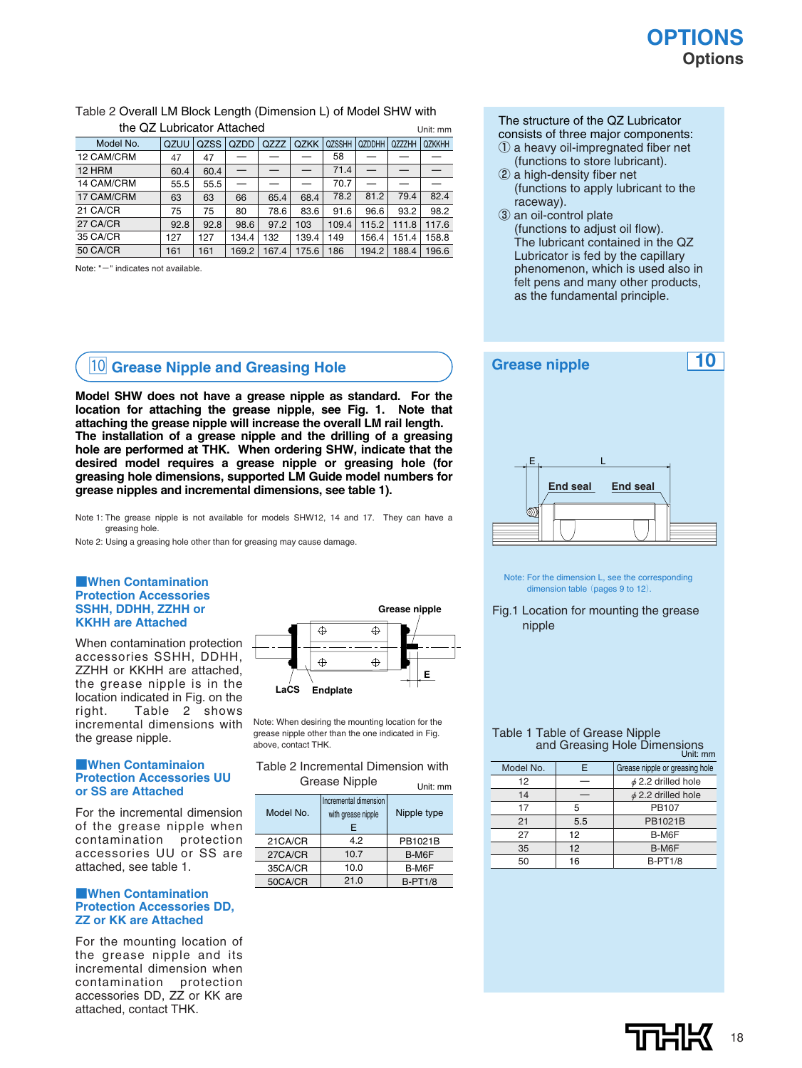# OPTIONS

## Options

Table 2 Overall LM Block Length (Dimension L) of Model SHW with the QZ Lubricator Attached

Unit: mm

| Model No. | QZUU | QZSS | QZDD | QZZZ | QZKK | QZSSHH | QZDDHH | QZZZHH | QZKKHH |
|---|---|---|---|---|---|---|---|---|---|
| 12 CAM/CRM | 47 | 47 | — | — | — | 58 | — | — | — |
| 12 HRM | 60.4 | 60.4 | — | — | — | 71.4 | — | — | — |
| 14 CAM/CRM | 55.5 | 55.5 | — | — | — | 70.7 | — | — | — |
| 17 CAM/CRM | 63 | 63 | 66 | 65.4 | 68.4 | 78.2 | 81.2 | 79.4 | 82.4 |
| 21 CA/CR | 75 | 75 | 80 | 78.6 | 83.6 | 91.6 | 96.6 | 93.2 | 98.2 |
| 27 CA/CR | 92.8 | 92.8 | 98.6 | 97.2 | 103 | 109.4 | 115.2 | 111.8 | 117.6 |
| 35 CA/CR | 127 | 127 | 134.4 | 132 | 139.4 | 149 | 156.4 | 151.4 | 158.8 |
| 50 CA/CR | 161 | 161 | 169.2 | 167.4 | 175.6 | 186 | 194.2 | 188.4 | 196.6 |

Note: "—" indicates not available.

The structure of the QZ Lubricator consists of three major components:

① a heavy oil-impregnated fiber net (functions to store lubricant).
② a high-density fiber net (functions to apply lubricant to the raceway).
③ an oil-control plate (functions to adjust oil flow).

The lubricant contained in the QZ Lubricator is fed by the capillary phenomenon, which is used also in felt pens and many other products, as the fundamental principle.

## 10 Grease Nipple and Greasing Hole

**Model SHW does not have a grease nipple as standard. For the location for attaching the grease nipple, see Fig. 1. Note that attaching the grease nipple will increase the overall LM rail length. The installation of a grease nipple and the drilling of a greasing hole are performed at THK. When ordering SHW, indicate that the desired model requires a grease nipple or greasing hole (for greasing hole dimensions, supported LM Guide model numbers for grease nipples and incremental dimensions, see table 1).**

Note 1: The grease nipple is not available for models SHW12, 14 and 17. They can have a greasing hole.

Note 2: Using a greasing hole other than for greasing may cause damage.

### Grease nipple 10

E

L

End seal

End seal

Note: For the dimension L, see the corresponding dimension table (pages 9 to 12).

Fig.1 Location for mounting the grease nipple

Table 1 Table of Grease Nipple and Greasing Hole Dimensions

Unit: mm

| Model No. | E | Grease nipple or greasing hole |
|---|---|---|
| 12 | — | $\phi$2.2 drilled hole |
| 14 | — | $\phi$2.2 drilled hole |
| 17 | 5 | PB107 |
| 21 | 5.5 | PB1021B |
| 27 | 12 | B-M6F |
| 35 | 12 | B-M6F |
| 50 | 16 | B-PT1/8 |

### ■When Contamination Protection Accessories SSHH, DDHH, ZZHH or KKHH are Attached

When contamination protection accessories SSHH, DDHH, ZZHH or KKHH are attached, the grease nipple is in the location indicated in Fig. on the right. Table 2 shows incremental dimensions with the grease nipple.

Grease nipple

E

LaCS

Endplate

Note: When desiring the mounting location for the grease nipple other than the one indicated in Fig. above, contact THK.

Table 2 Incremental Dimension with Grease Nipple

Unit: mm

| Model No. | Incremental dimension with grease nipple E | Nipple type |
|---|---|---|
| 21CA/CR | 4.2 | PB1021B |
| 27CA/CR | 10.7 | B-M6F |
| 35CA/CR | 10.0 | B-M6F |
| 50CA/CR | 21.0 | B-PT1/8 |

### ■When Contaminaion Protection Accessories UU or SS are Attached

For the incremental dimension of the grease nipple when contamination protection accessories UU or SS are attached, see table 1.

### ■When Contamination Protection Accessories DD, ZZ or KK are Attached

For the mounting location of the grease nipple and its incremental dimension when contamination protection accessories DD, ZZ or KK are attached, contact THK.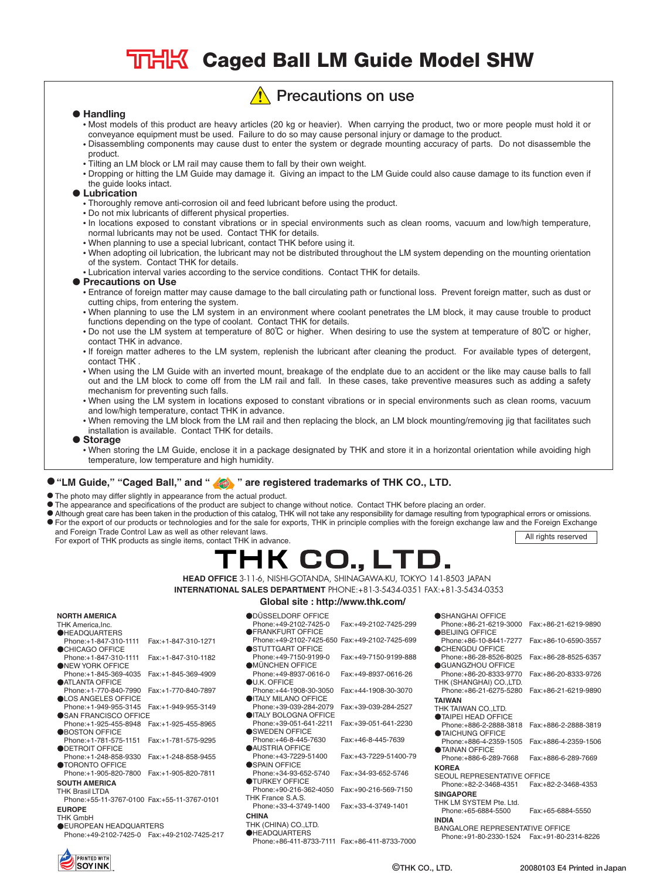# THK Caged Ball LM Guide Model SHW

## Precautions on use

### ● Handling

- Most models of this product are heavy articles (20 kg or heavier). When carrying the product, two or more people must hold it or conveyance equipment must be used. Failure to do so may cause personal injury or damage to the product.
- Disassembling components may cause dust to enter the system or degrade mounting accuracy of parts. Do not disassemble the product.
- Tilting an LM block or LM rail may cause them to fall by their own weight.
- Dropping or hitting the LM Guide may damage it. Giving an impact to the LM Guide could also cause damage to its function even if the guide looks intact.

### ● Lubrication

- Thoroughly remove anti-corrosion oil and feed lubricant before using the product.
- Do not mix lubricants of different physical properties.
- In locations exposed to constant vibrations or in special environments such as clean rooms, vacuum and low/high temperature, normal lubricants may not be used. Contact THK for details.
- When planning to use a special lubricant, contact THK before using it.
- When adopting oil lubrication, the lubricant may not be distributed throughout the LM system depending on the mounting orientation of the system. Contact THK for details.
- Lubrication interval varies according to the service conditions. Contact THK for details.

### ● Precautions on Use

- Entrance of foreign matter may cause damage to the ball circulating path or functional loss. Prevent foreign matter, such as dust or cutting chips, from entering the system.
- When planning to use the LM system in an environment where coolant penetrates the LM block, it may cause trouble to product functions depending on the type of coolant. Contact THK for details.
- Do not use the LM system at temperature of 80℃ or higher. When desiring to use the system at temperature of 80℃ or higher, contact THK in advance.
- If foreign matter adheres to the LM system, replenish the lubricant after cleaning the product. For available types of detergent, contact THK .
- When using the LM Guide with an inverted mount, breakage of the endplate due to an accident or the like may cause balls to fall out and the LM block to come off from the LM rail and fall. In these cases, take preventive measures such as adding a safety mechanism for preventing such falls.
- When using the LM system in locations exposed to constant vibrations or in special environments such as clean rooms, vacuum and low/high temperature, contact THK in advance.
- When removing the LM block from the LM rail and then replacing the block, an LM block mounting/removing jig that facilitates such installation is available. Contact THK for details.

### ● Storage

- When storing the LM Guide, enclose it in a package designated by THK and store it in a horizontal orientation while avoiding high temperature, low temperature and high humidity.

**● "LM Guide," "Caged Ball," and " " are registered trademarks of THK CO., LTD.**

- ● The photo may differ slightly in appearance from the actual product.
- ● The appearance and specifications of the product are subject to change without notice. Contact THK before placing an order.
- ● Although great care has been taken in the production of this catalog, THK will not take any responsibility for damage resulting from typographical errors or omissions.
- ● For the export of our products or technologies and for the sale for exports, THK in principle complies with the foreign exchange law and the Foreign Exchange and Foreign Trade Control Law as well as other relevant laws.
  For export of THK products as single items, contact THK in advance.

All rights reserved

# THK CO., LTD.

**HEAD OFFICE** 3-11-6, NISHI-GOTANDA, SHINAGAWA-KU, TOKYO 141-8503 JAPAN
**INTERNATIONAL SALES DEPARTMENT** PHONE:+81-3-5434-0351 FAX:+81-3-5434-0353
**Global site : http://www.thk.com/**

**NORTH AMERICA**
THK America,Inc.
●HEADQUARTERS
Phone:+1-847-310-1111 Fax:+1-847-310-1271
●CHICAGO OFFICE
Phone:+1-847-310-1111 Fax:+1-847-310-1182
●NEW YORK OFFICE
Phone:+1-845-369-4035 Fax:+1-845-369-4909
●ATLANTA OFFICE
Phone:+1-770-840-7990 Fax:+1-770-840-7897
●LOS ANGELES OFFICE
Phone:+1-949-955-3145 Fax:+1-949-955-3149
●SAN FRANCISCO OFFICE
Phone:+1-925-455-8948 Fax:+1-925-455-8965
●BOSTON OFFICE
Phone:+1-781-575-1151 Fax:+1-781-575-9295
●DETROIT OFFICE
Phone:+1-248-858-9330 Fax:+1-248-858-9455
●TORONTO OFFICE
Phone:+1-905-820-7800 Fax:+1-905-820-7811

**SOUTH AMERICA**
THK Brasil LTDA
Phone:+55-11-3767-0100 Fax:+55-11-3767-0101

**EUROPE**
THK GmbH
●EUROPEAN HEADQUARTERS
Phone:+49-2102-7425-0 Fax:+49-2102-7425-217
●DÜSSELDORF OFFICE
Phone:+49-2102-7425-0 Fax:+49-2102-7425-299
●FRANKFURT OFFICE
Phone:+49-2102-7425-650 Fax:+49-2102-7425-699
●STUTTGART OFFICE
Phone:+49-7150-9199-0 Fax:+49-7150-9199-888
●MÜNCHEN OFFICE
Phone:+49-8937-0616-0 Fax:+49-8937-0616-26
●U.K. OFFICE
Phone:+44-1908-30-3050 Fax:+44-1908-30-3070
●ITALY MILANO OFFICE
Phone:+39-039-284-2079 Fax:+39-039-284-2527
●ITALY BOLOGNA OFFICE
Phone:+39-051-641-2211 Fax:+39-051-641-2230
●SWEDEN OFFICE
Phone:+46-8-445-7630 Fax:+46-8-445-7639
●AUSTRIA OFFICE
Phone:+43-7229-51400 Fax:+43-7229-51400-79
●SPAIN OFFICE
Phone:+34-93-652-5740 Fax:+34-93-652-5746
●TURKEY OFFICE
Phone:+90-216-362-4050 Fax:+90-216-569-7150
THK France S.A.S.
Phone:+33-4-3749-1400 Fax:+33-4-3749-1401

**CHINA**
THK (CHINA) CO.,LTD.
●HEADQUARTERS
Phone:+86-411-8733-7111 Fax:+86-411-8733-7000
●SHANGHAI OFFICE
Phone:+86-21-6219-3000 Fax:+86-21-6219-9890
●BEIJING OFFICE
Phone:+86-10-8441-7277 Fax:+86-10-6590-3557
●CHENGDU OFFICE
Phone:+86-28-8526-8025 Fax:+86-28-8525-6357
●GUANGZHOU OFFICE
Phone:+86-20-8333-9770 Fax:+86-20-8333-9726
THK (SHANGHAI) CO.,LTD.
Phone:+86-21-6275-5280 Fax:+86-21-6219-9890

**TAIWAN**
THK TAIWAN CO.,LTD.
●TAIPEI HEAD OFFICE
Phone:+886-2-2888-3818 Fax:+886-2-2888-3819
●TAICHUNG OFFICE
Phone:+886-4-2359-1505 Fax:+886-4-2359-1506
●TAINAN OFFICE
Phone:+886-6-289-7668 Fax:+886-6-289-7669

**KOREA**
SEOUL REPRESENTATIVE OFFICE
Phone:+82-2-3468-4351 Fax:+82-2-3468-4353

**SINGAPORE**
THK LM SYSTEM Pte. Ltd.
Phone:+65-6884-5500 Fax:+65-6884-5550

**INDIA**
BANGALORE REPRESENTATIVE OFFICE
Phone:+91-80-2330-1524 Fax:+91-80-2314-8226

PRINTED WITH SOY INK

©THK CO., LTD. 20080103 E4 Printed in Japan